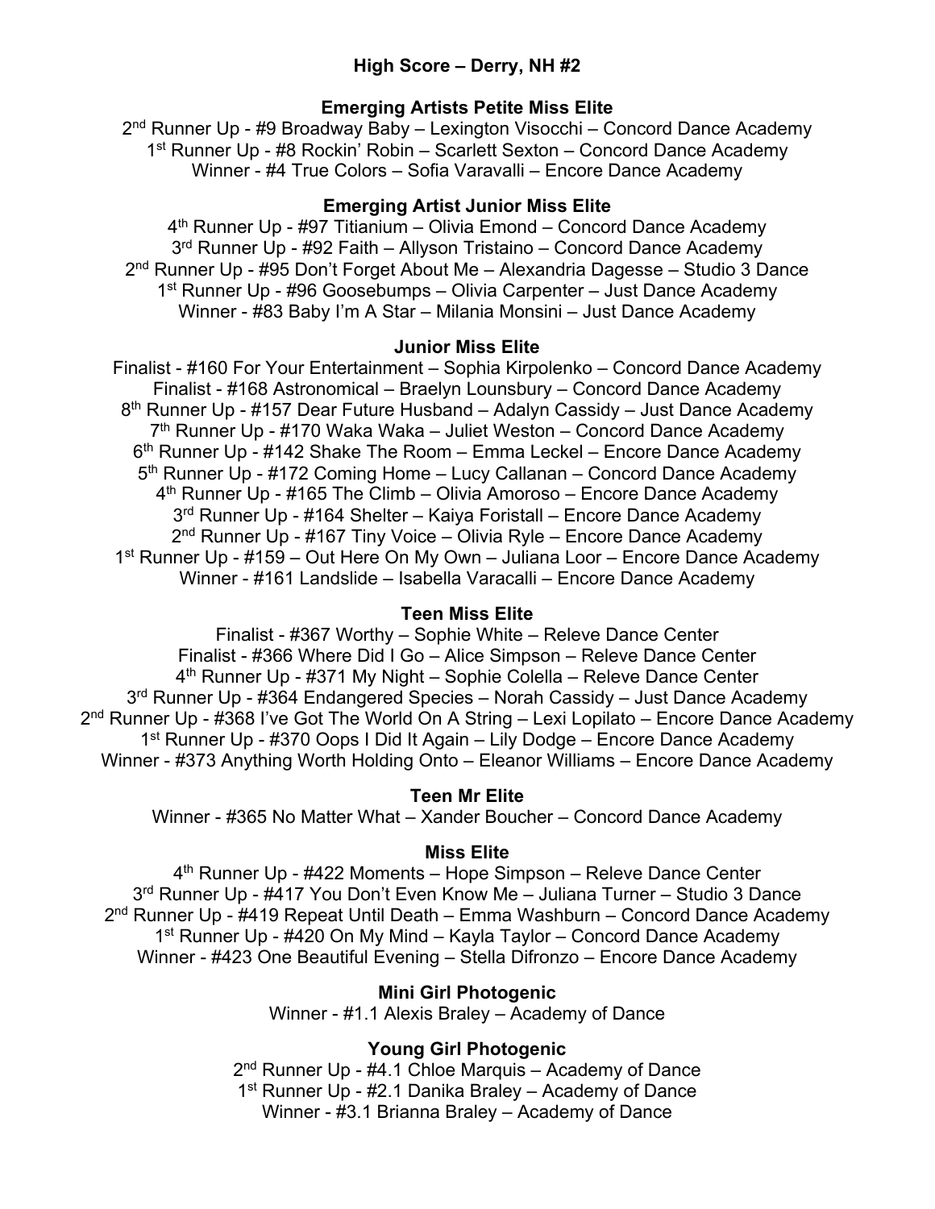# High Score – Derry, NH #2

## Emerging Artists Petite Miss Elite

2nd Runner Up - #9 Broadway Baby – Lexington Visocchi – Concord Dance Academy
1st Runner Up - #8 Rockin' Robin – Scarlett Sexton – Concord Dance Academy
Winner - #4 True Colors – Sofia Varavalli – Encore Dance Academy

## Emerging Artist Junior Miss Elite

4th Runner Up - #97 Titianium – Olivia Emond – Concord Dance Academy
3rd Runner Up - #92 Faith – Allyson Tristaino – Concord Dance Academy
2nd Runner Up - #95 Don't Forget About Me – Alexandria Dagesse – Studio 3 Dance
1st Runner Up - #96 Goosebumps – Olivia Carpenter – Just Dance Academy
Winner - #83 Baby I'm A Star – Milania Monsini – Just Dance Academy

## Junior Miss Elite

Finalist - #160 For Your Entertainment – Sophia Kirpolenko – Concord Dance Academy
Finalist - #168 Astronomical – Braelyn Lounsbury – Concord Dance Academy
8th Runner Up - #157 Dear Future Husband – Adalyn Cassidy – Just Dance Academy
7th Runner Up - #170 Waka Waka – Juliet Weston – Concord Dance Academy
6th Runner Up - #142 Shake The Room – Emma Leckel – Encore Dance Academy
5th Runner Up - #172 Coming Home – Lucy Callanan – Concord Dance Academy
4th Runner Up - #165 The Climb – Olivia Amoroso – Encore Dance Academy
3rd Runner Up - #164 Shelter – Kaiya Foristall – Encore Dance Academy
2nd Runner Up - #167 Tiny Voice – Olivia Ryle – Encore Dance Academy
1st Runner Up - #159 – Out Here On My Own – Juliana Loor – Encore Dance Academy
Winner - #161 Landslide – Isabella Varacalli – Encore Dance Academy

## Teen Miss Elite

Finalist - #367 Worthy – Sophie White – Releve Dance Center
Finalist - #366 Where Did I Go – Alice Simpson – Releve Dance Center
4th Runner Up - #371 My Night – Sophie Colella – Releve Dance Center
3rd Runner Up - #364 Endangered Species – Norah Cassidy – Just Dance Academy
2nd Runner Up - #368 I've Got The World On A String – Lexi Lopilato – Encore Dance Academy
1st Runner Up - #370 Oops I Did It Again – Lily Dodge – Encore Dance Academy
Winner - #373 Anything Worth Holding Onto – Eleanor Williams – Encore Dance Academy

## Teen Mr Elite

Winner - #365 No Matter What – Xander Boucher – Concord Dance Academy

## Miss Elite

4th Runner Up - #422 Moments – Hope Simpson – Releve Dance Center
3rd Runner Up - #417 You Don't Even Know Me – Juliana Turner – Studio 3 Dance
2nd Runner Up - #419 Repeat Until Death – Emma Washburn – Concord Dance Academy
1st Runner Up - #420 On My Mind – Kayla Taylor – Concord Dance Academy
Winner - #423 One Beautiful Evening – Stella Difronzo – Encore Dance Academy

## Mini Girl Photogenic

Winner - #1.1 Alexis Braley – Academy of Dance

## Young Girl Photogenic

2nd Runner Up - #4.1 Chloe Marquis – Academy of Dance
1st Runner Up - #2.1 Danika Braley – Academy of Dance
Winner - #3.1 Brianna Braley – Academy of Dance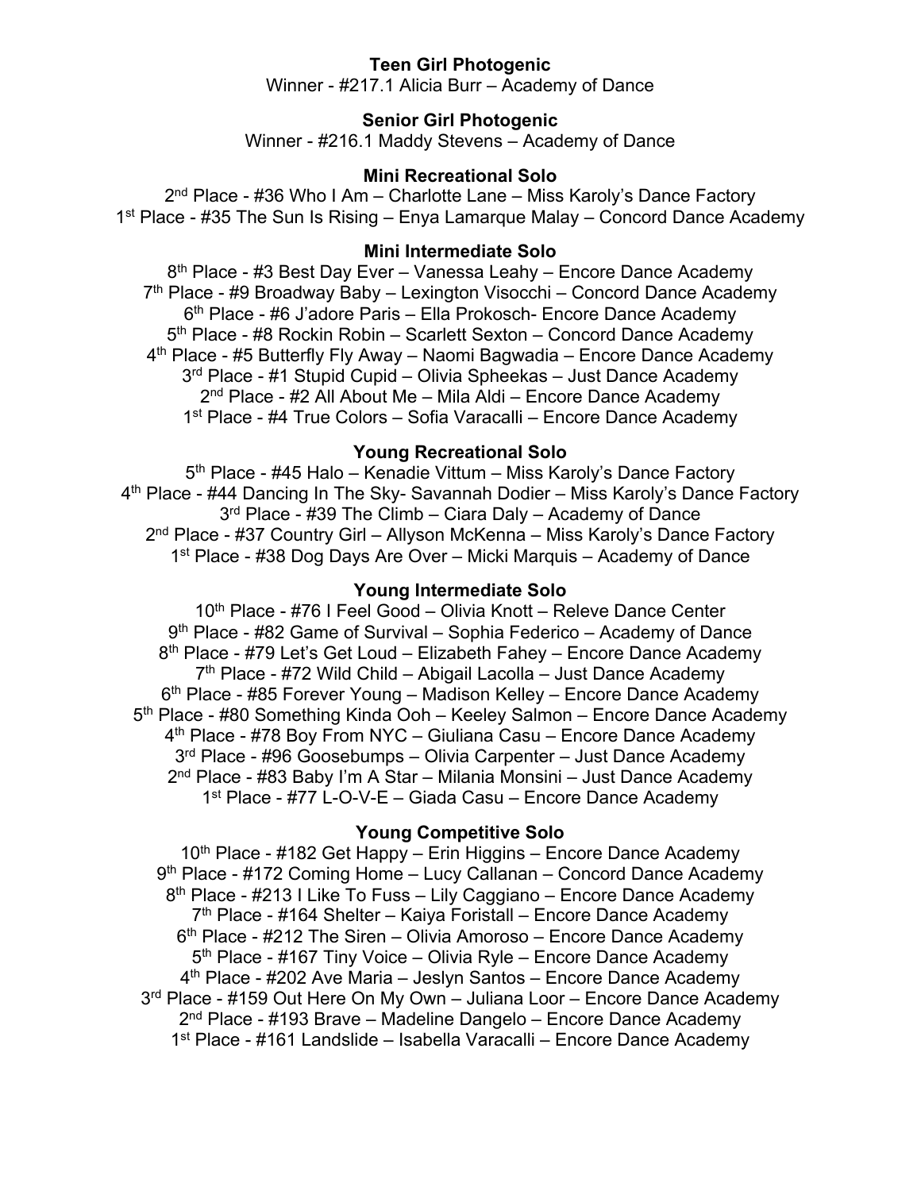**Teen Girl Photogenic**

Winner - #217.1 Alicia Burr – Academy of Dance

**Senior Girl Photogenic**

Winner - #216.1 Maddy Stevens – Academy of Dance

**Mini Recreational Solo**

2nd Place - #36 Who I Am – Charlotte Lane – Miss Karoly's Dance Factory
1st Place - #35 The Sun Is Rising – Enya Lamarque Malay – Concord Dance Academy

**Mini Intermediate Solo**

8th Place - #3 Best Day Ever – Vanessa Leahy – Encore Dance Academy
7th Place - #9 Broadway Baby – Lexington Visocchi – Concord Dance Academy
6th Place - #6 J'adore Paris – Ella Prokosch- Encore Dance Academy
5th Place - #8 Rockin Robin – Scarlett Sexton – Concord Dance Academy
4th Place - #5 Butterfly Fly Away – Naomi Bagwadia – Encore Dance Academy
3rd Place - #1 Stupid Cupid – Olivia Spheekas – Just Dance Academy
2nd Place - #2 All About Me – Mila Aldi – Encore Dance Academy
1st Place - #4 True Colors – Sofia Varacalli – Encore Dance Academy

**Young Recreational Solo**

5th Place - #45 Halo – Kenadie Vittum – Miss Karoly's Dance Factory
4th Place - #44 Dancing In The Sky- Savannah Dodier – Miss Karoly's Dance Factory
3rd Place - #39 The Climb – Ciara Daly – Academy of Dance
2nd Place - #37 Country Girl – Allyson McKenna – Miss Karoly's Dance Factory
1st Place - #38 Dog Days Are Over – Micki Marquis – Academy of Dance

**Young Intermediate Solo**

10th Place - #76 I Feel Good – Olivia Knott – Releve Dance Center
9th Place - #82 Game of Survival – Sophia Federico – Academy of Dance
8th Place - #79 Let's Get Loud – Elizabeth Fahey – Encore Dance Academy
7th Place - #72 Wild Child – Abigail Lacolla – Just Dance Academy
6th Place - #85 Forever Young – Madison Kelley – Encore Dance Academy
5th Place - #80 Something Kinda Ooh – Keeley Salmon – Encore Dance Academy
4th Place - #78 Boy From NYC – Giuliana Casu – Encore Dance Academy
3rd Place - #96 Goosebumps – Olivia Carpenter – Just Dance Academy
2nd Place - #83 Baby I'm A Star – Milania Monsini – Just Dance Academy
1st Place - #77 L-O-V-E – Giada Casu – Encore Dance Academy

**Young Competitive Solo**

10th Place - #182 Get Happy – Erin Higgins – Encore Dance Academy
9th Place - #172 Coming Home – Lucy Callanan – Concord Dance Academy
8th Place - #213 I Like To Fuss – Lily Caggiano – Encore Dance Academy
7th Place - #164 Shelter – Kaiya Foristall – Encore Dance Academy
6th Place - #212 The Siren – Olivia Amoroso – Encore Dance Academy
5th Place - #167 Tiny Voice – Olivia Ryle – Encore Dance Academy
4th Place - #202 Ave Maria – Jeslyn Santos – Encore Dance Academy
3rd Place - #159 Out Here On My Own – Juliana Loor – Encore Dance Academy
2nd Place - #193 Brave – Madeline Dangelo – Encore Dance Academy
1st Place - #161 Landslide – Isabella Varacalli – Encore Dance Academy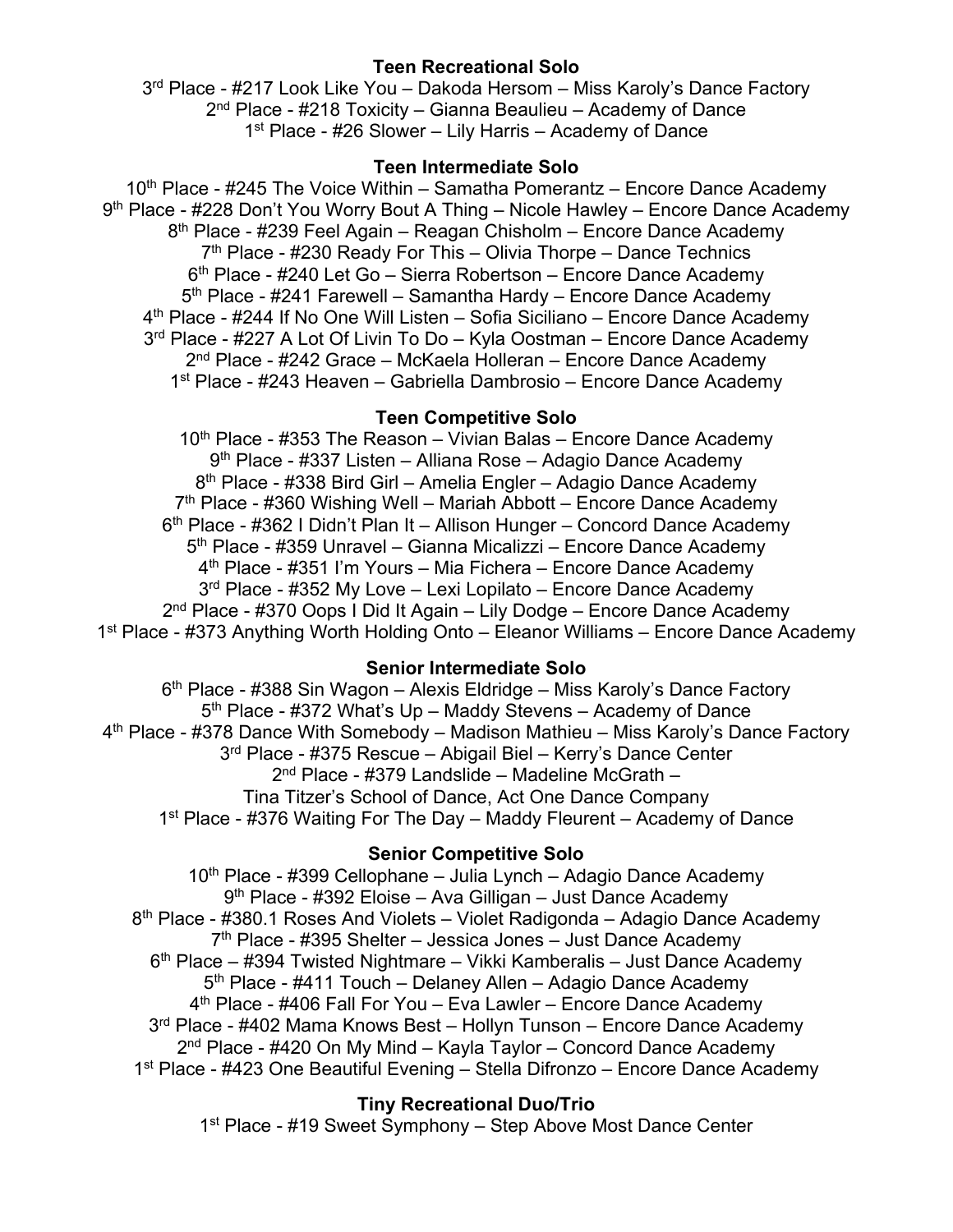**Teen Recreational Solo**

3rd Place - #217 Look Like You – Dakoda Hersom – Miss Karoly's Dance Factory
2nd Place - #218 Toxicity – Gianna Beaulieu – Academy of Dance
1st Place - #26 Slower – Lily Harris – Academy of Dance

**Teen Intermediate Solo**

10th Place - #245 The Voice Within – Samatha Pomerantz – Encore Dance Academy
9th Place - #228 Don't You Worry Bout A Thing – Nicole Hawley – Encore Dance Academy
8th Place - #239 Feel Again – Reagan Chisholm – Encore Dance Academy
7th Place - #230 Ready For This – Olivia Thorpe – Dance Technics
6th Place - #240 Let Go – Sierra Robertson – Encore Dance Academy
5th Place - #241 Farewell – Samantha Hardy – Encore Dance Academy
4th Place - #244 If No One Will Listen – Sofia Siciliano – Encore Dance Academy
3rd Place - #227 A Lot Of Livin To Do – Kyla Oostman – Encore Dance Academy
2nd Place - #242 Grace – McKaela Holleran – Encore Dance Academy
1st Place - #243 Heaven – Gabriella Dambrosio – Encore Dance Academy

**Teen Competitive Solo**

10th Place - #353 The Reason – Vivian Balas – Encore Dance Academy
9th Place - #337 Listen – Alliana Rose – Adagio Dance Academy
8th Place - #338 Bird Girl – Amelia Engler – Adagio Dance Academy
7th Place - #360 Wishing Well – Mariah Abbott – Encore Dance Academy
6th Place - #362 I Didn't Plan It – Allison Hunger – Concord Dance Academy
5th Place - #359 Unravel – Gianna Micalizzi – Encore Dance Academy
4th Place - #351 I'm Yours – Mia Fichera – Encore Dance Academy
3rd Place - #352 My Love – Lexi Lopilato – Encore Dance Academy
2nd Place - #370 Oops I Did It Again – Lily Dodge – Encore Dance Academy
1st Place - #373 Anything Worth Holding Onto – Eleanor Williams – Encore Dance Academy

**Senior Intermediate Solo**

6th Place - #388 Sin Wagon – Alexis Eldridge – Miss Karoly's Dance Factory
5th Place - #372 What's Up – Maddy Stevens – Academy of Dance
4th Place - #378 Dance With Somebody – Madison Mathieu – Miss Karoly's Dance Factory
3rd Place - #375 Rescue – Abigail Biel – Kerry's Dance Center
2nd Place - #379 Landslide – Madeline McGrath –
Tina Titzer's School of Dance, Act One Dance Company
1st Place - #376 Waiting For The Day – Maddy Fleurent – Academy of Dance

**Senior Competitive Solo**

10th Place - #399 Cellophane – Julia Lynch – Adagio Dance Academy
9th Place - #392 Eloise – Ava Gilligan – Just Dance Academy
8th Place - #380.1 Roses And Violets – Violet Radigonda – Adagio Dance Academy
7th Place - #395 Shelter – Jessica Jones – Just Dance Academy
6th Place – #394 Twisted Nightmare – Vikki Kamberalis – Just Dance Academy
5th Place - #411 Touch – Delaney Allen – Adagio Dance Academy
4th Place - #406 Fall For You – Eva Lawler – Encore Dance Academy
3rd Place - #402 Mama Knows Best – Hollyn Tunson – Encore Dance Academy
2nd Place - #420 On My Mind – Kayla Taylor – Concord Dance Academy
1st Place - #423 One Beautiful Evening – Stella Difronzo – Encore Dance Academy

**Tiny Recreational Duo/Trio**

1st Place - #19 Sweet Symphony – Step Above Most Dance Center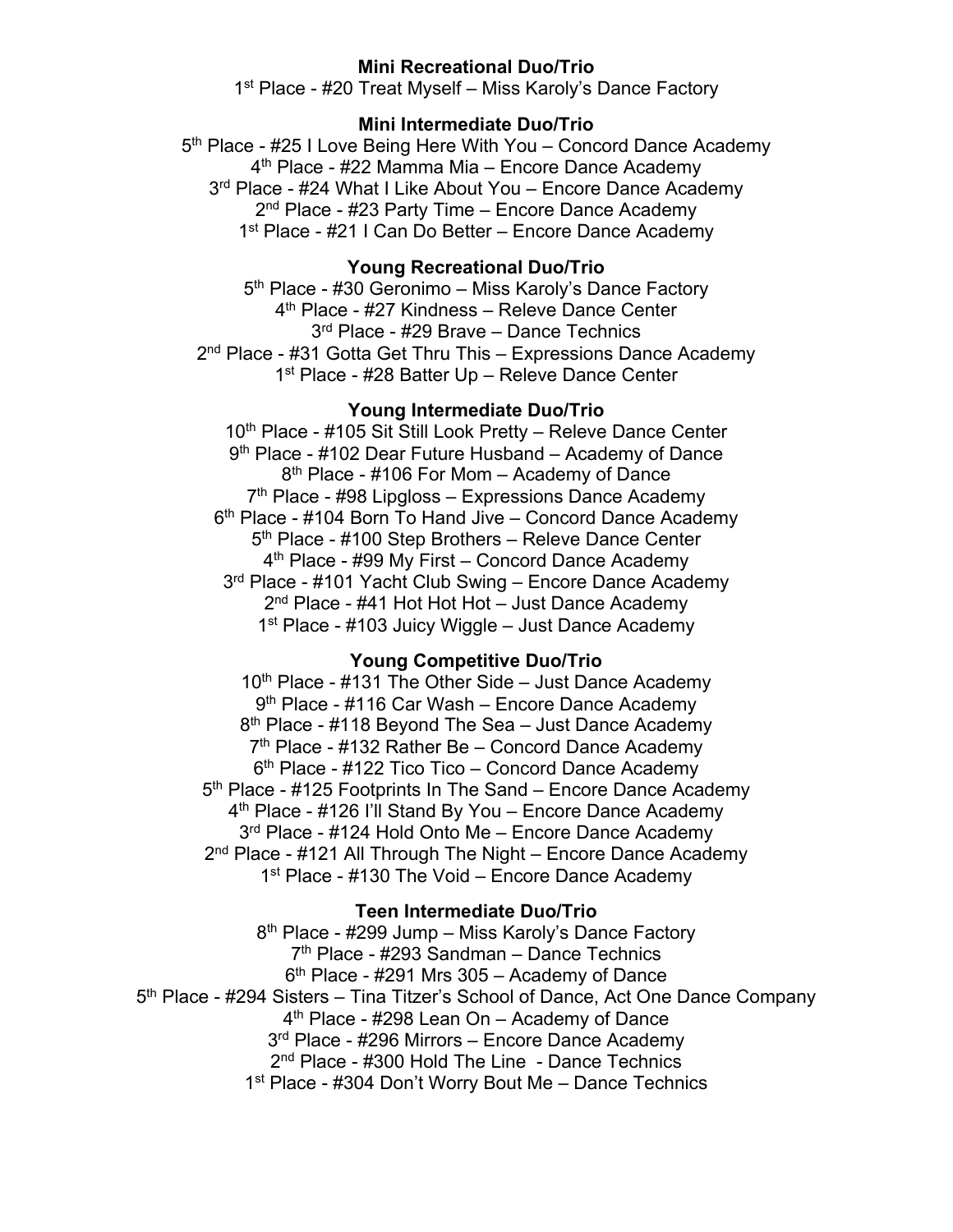**Mini Recreational Duo/Trio**

1st Place - #20 Treat Myself – Miss Karoly's Dance Factory

**Mini Intermediate Duo/Trio**

5th Place - #25 I Love Being Here With You – Concord Dance Academy
4th Place - #22 Mamma Mia – Encore Dance Academy
3rd Place - #24 What I Like About You – Encore Dance Academy
2nd Place - #23 Party Time – Encore Dance Academy
1st Place - #21 I Can Do Better – Encore Dance Academy

**Young Recreational Duo/Trio**

5th Place - #30 Geronimo – Miss Karoly's Dance Factory
4th Place - #27 Kindness – Releve Dance Center
3rd Place - #29 Brave – Dance Technics
2nd Place - #31 Gotta Get Thru This – Expressions Dance Academy
1st Place - #28 Batter Up – Releve Dance Center

**Young Intermediate Duo/Trio**

10th Place - #105 Sit Still Look Pretty – Releve Dance Center
9th Place - #102 Dear Future Husband – Academy of Dance
8th Place - #106 For Mom – Academy of Dance
7th Place - #98 Lipgloss – Expressions Dance Academy
6th Place - #104 Born To Hand Jive – Concord Dance Academy
5th Place - #100 Step Brothers – Releve Dance Center
4th Place - #99 My First – Concord Dance Academy
3rd Place - #101 Yacht Club Swing – Encore Dance Academy
2nd Place - #41 Hot Hot Hot – Just Dance Academy
1st Place - #103 Juicy Wiggle – Just Dance Academy

**Young Competitive Duo/Trio**

10th Place - #131 The Other Side – Just Dance Academy
9th Place - #116 Car Wash – Encore Dance Academy
8th Place - #118 Beyond The Sea – Just Dance Academy
7th Place - #132 Rather Be – Concord Dance Academy
6th Place - #122 Tico Tico – Concord Dance Academy
5th Place - #125 Footprints In The Sand – Encore Dance Academy
4th Place - #126 I'll Stand By You – Encore Dance Academy
3rd Place - #124 Hold Onto Me – Encore Dance Academy
2nd Place - #121 All Through The Night – Encore Dance Academy
1st Place - #130 The Void – Encore Dance Academy

**Teen Intermediate Duo/Trio**

8th Place - #299 Jump – Miss Karoly's Dance Factory
7th Place - #293 Sandman – Dance Technics
6th Place - #291 Mrs 305 – Academy of Dance
5th Place - #294 Sisters – Tina Titzer's School of Dance, Act One Dance Company
4th Place - #298 Lean On – Academy of Dance
3rd Place - #296 Mirrors – Encore Dance Academy
2nd Place - #300 Hold The Line - Dance Technics
1st Place - #304 Don't Worry Bout Me – Dance Technics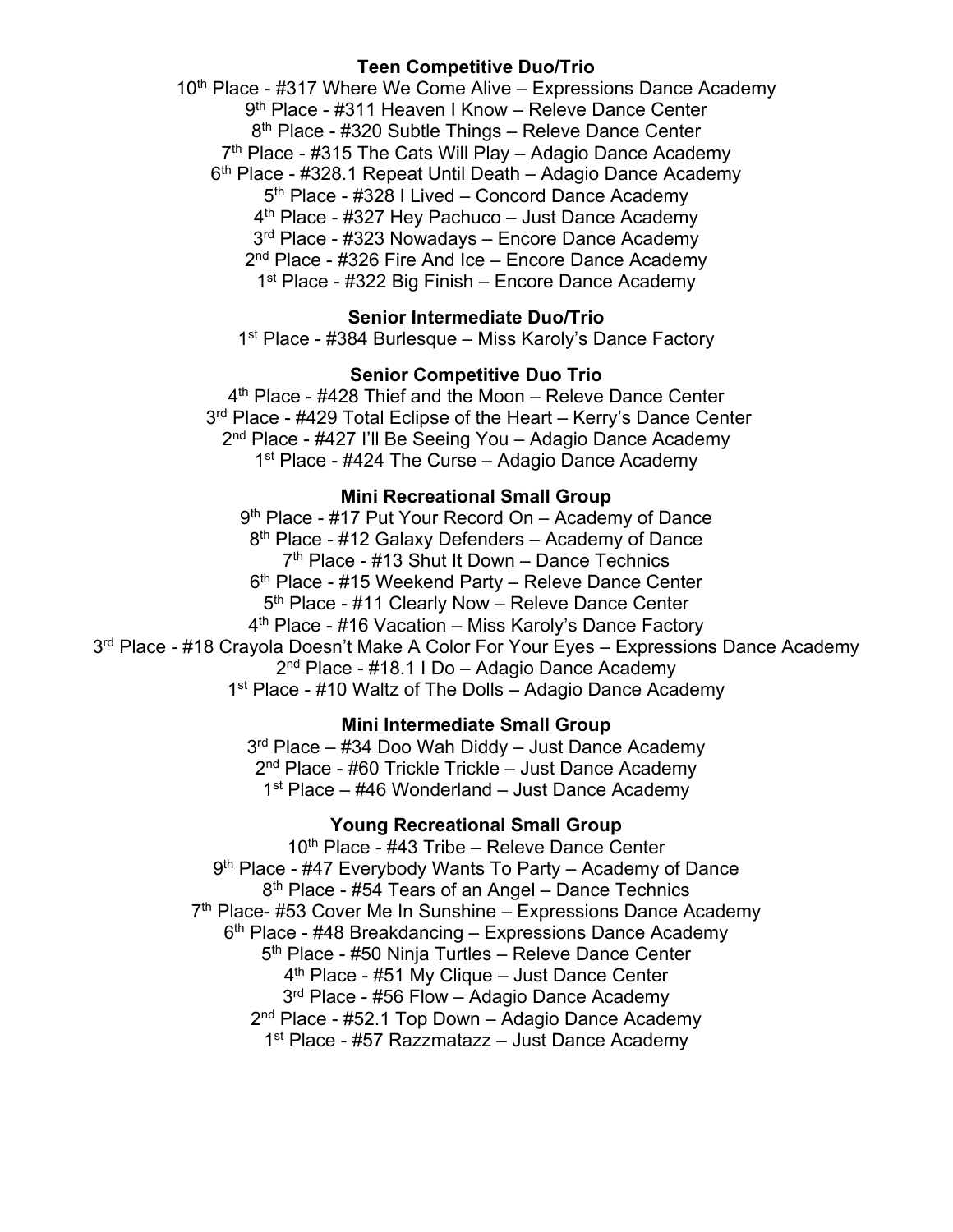**Teen Competitive Duo/Trio**

10th Place - #317 Where We Come Alive – Expressions Dance Academy
9th Place - #311 Heaven I Know – Releve Dance Center
8th Place - #320 Subtle Things – Releve Dance Center
7th Place - #315 The Cats Will Play – Adagio Dance Academy
6th Place - #328.1 Repeat Until Death – Adagio Dance Academy
5th Place - #328 I Lived – Concord Dance Academy
4th Place - #327 Hey Pachuco – Just Dance Academy
3rd Place - #323 Nowadays – Encore Dance Academy
2nd Place - #326 Fire And Ice – Encore Dance Academy
1st Place - #322 Big Finish – Encore Dance Academy

**Senior Intermediate Duo/Trio**

1st Place - #384 Burlesque – Miss Karoly's Dance Factory

**Senior Competitive Duo Trio**

4th Place - #428 Thief and the Moon – Releve Dance Center
3rd Place - #429 Total Eclipse of the Heart – Kerry's Dance Center
2nd Place - #427 I'll Be Seeing You – Adagio Dance Academy
1st Place - #424 The Curse – Adagio Dance Academy

**Mini Recreational Small Group**

9th Place - #17 Put Your Record On – Academy of Dance
8th Place - #12 Galaxy Defenders – Academy of Dance
7th Place - #13 Shut It Down – Dance Technics
6th Place - #15 Weekend Party – Releve Dance Center
5th Place - #11 Clearly Now – Releve Dance Center
4th Place - #16 Vacation – Miss Karoly's Dance Factory
3rd Place - #18 Crayola Doesn't Make A Color For Your Eyes – Expressions Dance Academy
2nd Place - #18.1 I Do – Adagio Dance Academy
1st Place - #10 Waltz of The Dolls – Adagio Dance Academy

**Mini Intermediate Small Group**

3rd Place – #34 Doo Wah Diddy – Just Dance Academy
2nd Place - #60 Trickle Trickle – Just Dance Academy
1st Place – #46 Wonderland – Just Dance Academy

**Young Recreational Small Group**

10th Place - #43 Tribe – Releve Dance Center
9th Place - #47 Everybody Wants To Party – Academy of Dance
8th Place - #54 Tears of an Angel – Dance Technics
7th Place- #53 Cover Me In Sunshine – Expressions Dance Academy
6th Place - #48 Breakdancing – Expressions Dance Academy
5th Place - #50 Ninja Turtles – Releve Dance Center
4th Place - #51 My Clique – Just Dance Center
3rd Place - #56 Flow – Adagio Dance Academy
2nd Place - #52.1 Top Down – Adagio Dance Academy
1st Place - #57 Razzmatazz – Just Dance Academy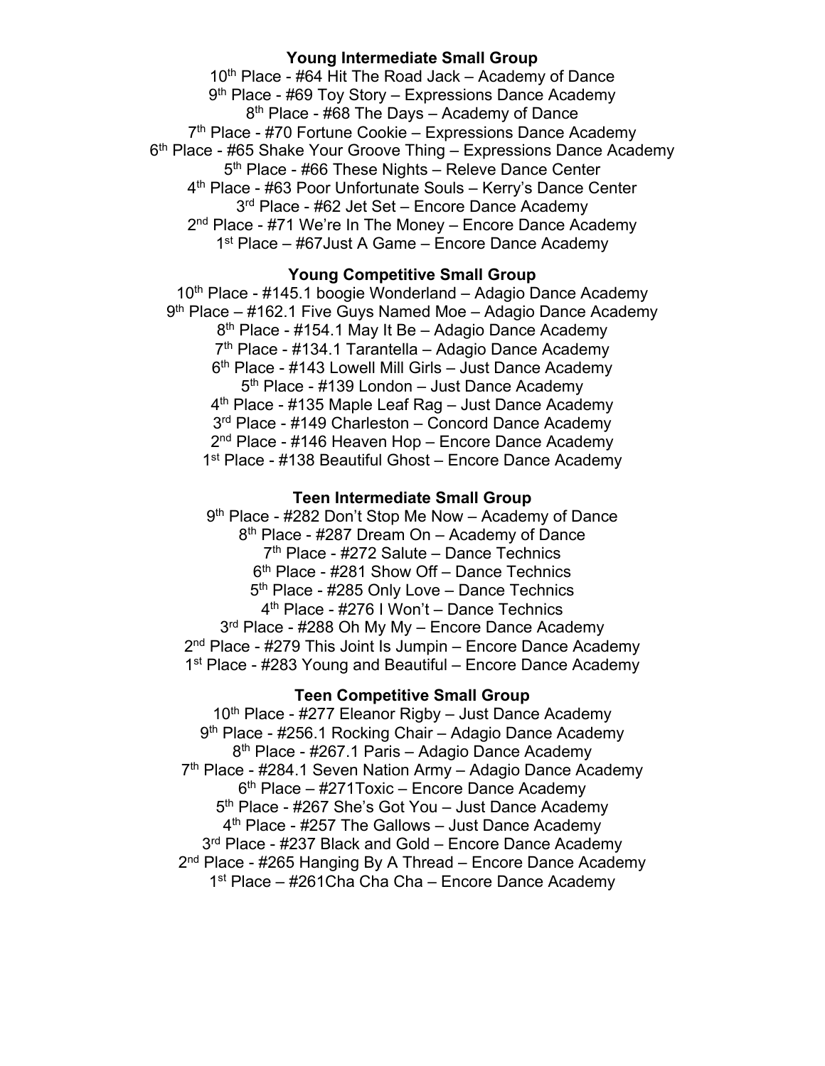**Young Intermediate Small Group**

10th Place - #64 Hit The Road Jack – Academy of Dance
9th Place - #69 Toy Story – Expressions Dance Academy
8th Place - #68 The Days – Academy of Dance
7th Place - #70 Fortune Cookie – Expressions Dance Academy
6th Place - #65 Shake Your Groove Thing – Expressions Dance Academy
5th Place - #66 These Nights – Releve Dance Center
4th Place - #63 Poor Unfortunate Souls – Kerry's Dance Center
3rd Place - #62 Jet Set – Encore Dance Academy
2nd Place - #71 We're In The Money – Encore Dance Academy
1st Place – #67Just A Game – Encore Dance Academy

**Young Competitive Small Group**

10th Place - #145.1 boogie Wonderland – Adagio Dance Academy
9th Place – #162.1 Five Guys Named Moe – Adagio Dance Academy
8th Place - #154.1 May It Be – Adagio Dance Academy
7th Place - #134.1 Tarantella – Adagio Dance Academy
6th Place - #143 Lowell Mill Girls – Just Dance Academy
5th Place - #139 London – Just Dance Academy
4th Place - #135 Maple Leaf Rag – Just Dance Academy
3rd Place - #149 Charleston – Concord Dance Academy
2nd Place - #146 Heaven Hop – Encore Dance Academy
1st Place - #138 Beautiful Ghost – Encore Dance Academy

**Teen Intermediate Small Group**

9th Place - #282 Don't Stop Me Now – Academy of Dance
8th Place - #287 Dream On – Academy of Dance
7th Place - #272 Salute – Dance Technics
6th Place - #281 Show Off – Dance Technics
5th Place - #285 Only Love – Dance Technics
4th Place - #276 I Won't – Dance Technics
3rd Place - #288 Oh My My – Encore Dance Academy
2nd Place - #279 This Joint Is Jumpin – Encore Dance Academy
1st Place - #283 Young and Beautiful – Encore Dance Academy

**Teen Competitive Small Group**

10th Place - #277 Eleanor Rigby – Just Dance Academy
9th Place - #256.1 Rocking Chair – Adagio Dance Academy
8th Place - #267.1 Paris – Adagio Dance Academy
7th Place - #284.1 Seven Nation Army – Adagio Dance Academy
6th Place – #271Toxic – Encore Dance Academy
5th Place - #267 She's Got You – Just Dance Academy
4th Place - #257 The Gallows – Just Dance Academy
3rd Place - #237 Black and Gold – Encore Dance Academy
2nd Place - #265 Hanging By A Thread – Encore Dance Academy
1st Place – #261Cha Cha Cha – Encore Dance Academy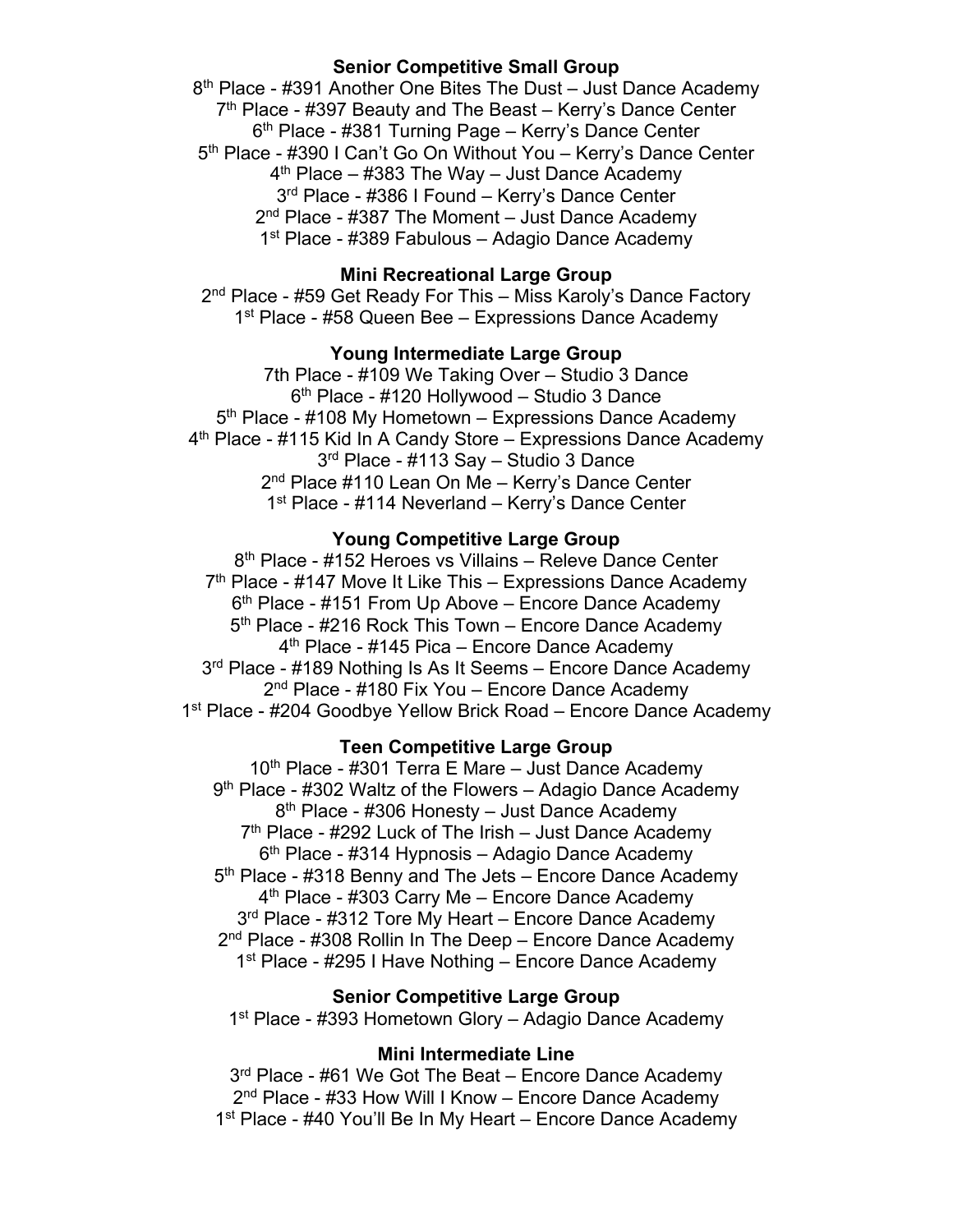**Senior Competitive Small Group**

8th Place - #391 Another One Bites The Dust – Just Dance Academy
7th Place - #397 Beauty and The Beast – Kerry's Dance Center
6th Place - #381 Turning Page – Kerry's Dance Center
5th Place - #390 I Can't Go On Without You – Kerry's Dance Center
4th Place – #383 The Way – Just Dance Academy
3rd Place - #386 I Found – Kerry's Dance Center
2nd Place - #387 The Moment – Just Dance Academy
1st Place - #389 Fabulous – Adagio Dance Academy

**Mini Recreational Large Group**

2nd Place - #59 Get Ready For This – Miss Karoly's Dance Factory
1st Place - #58 Queen Bee – Expressions Dance Academy

**Young Intermediate Large Group**

7th Place - #109 We Taking Over – Studio 3 Dance
6th Place - #120 Hollywood – Studio 3 Dance
5th Place - #108 My Hometown – Expressions Dance Academy
4th Place - #115 Kid In A Candy Store – Expressions Dance Academy
3rd Place - #113 Say – Studio 3 Dance
2nd Place #110 Lean On Me – Kerry's Dance Center
1st Place - #114 Neverland – Kerry's Dance Center

**Young Competitive Large Group**

8th Place - #152 Heroes vs Villains – Releve Dance Center
7th Place - #147 Move It Like This – Expressions Dance Academy
6th Place - #151 From Up Above – Encore Dance Academy
5th Place - #216 Rock This Town – Encore Dance Academy
4th Place - #145 Pica – Encore Dance Academy
3rd Place - #189 Nothing Is As It Seems – Encore Dance Academy
2nd Place - #180 Fix You – Encore Dance Academy
1st Place - #204 Goodbye Yellow Brick Road – Encore Dance Academy

**Teen Competitive Large Group**

10th Place - #301 Terra E Mare – Just Dance Academy
9th Place - #302 Waltz of the Flowers – Adagio Dance Academy
8th Place - #306 Honesty – Just Dance Academy
7th Place - #292 Luck of The Irish – Just Dance Academy
6th Place - #314 Hypnosis – Adagio Dance Academy
5th Place - #318 Benny and The Jets – Encore Dance Academy
4th Place - #303 Carry Me – Encore Dance Academy
3rd Place - #312 Tore My Heart – Encore Dance Academy
2nd Place - #308 Rollin In The Deep – Encore Dance Academy
1st Place - #295 I Have Nothing – Encore Dance Academy

**Senior Competitive Large Group**

1st Place - #393 Hometown Glory – Adagio Dance Academy

**Mini Intermediate Line**

3rd Place - #61 We Got The Beat – Encore Dance Academy
2nd Place - #33 How Will I Know – Encore Dance Academy
1st Place - #40 You'll Be In My Heart – Encore Dance Academy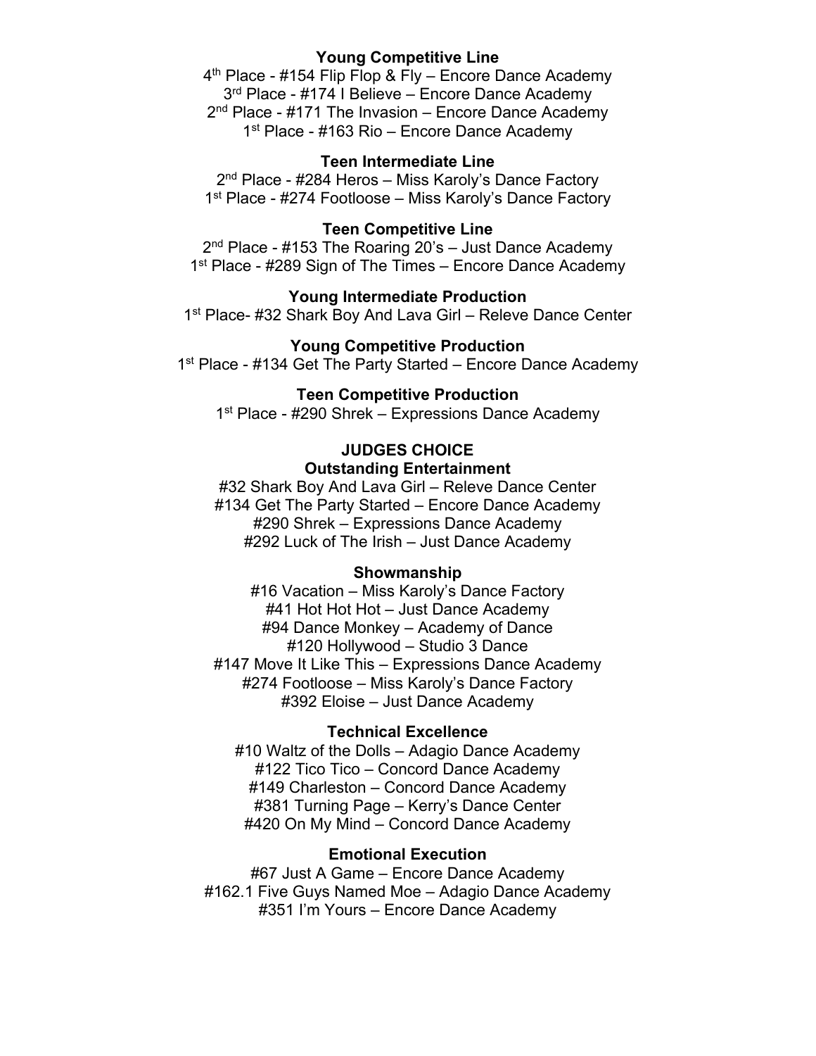**Young Competitive Line**

4th Place - #154 Flip Flop & Fly – Encore Dance Academy
3rd Place - #174 I Believe – Encore Dance Academy
2nd Place - #171 The Invasion – Encore Dance Academy
1st Place - #163 Rio – Encore Dance Academy

**Teen Intermediate Line**

2nd Place - #284 Heros – Miss Karoly's Dance Factory
1st Place - #274 Footloose – Miss Karoly's Dance Factory

**Teen Competitive Line**

2nd Place - #153 The Roaring 20's – Just Dance Academy
1st Place - #289 Sign of The Times – Encore Dance Academy

**Young Intermediate Production**

1st Place- #32 Shark Boy And Lava Girl – Releve Dance Center

**Young Competitive Production**

1st Place - #134 Get The Party Started – Encore Dance Academy

**Teen Competitive Production**

1st Place - #290 Shrek – Expressions Dance Academy

**JUDGES CHOICE**

**Outstanding Entertainment**

#32 Shark Boy And Lava Girl – Releve Dance Center
#134 Get The Party Started – Encore Dance Academy
#290 Shrek – Expressions Dance Academy
#292 Luck of The Irish – Just Dance Academy

**Showmanship**

#16 Vacation – Miss Karoly's Dance Factory
#41 Hot Hot Hot – Just Dance Academy
#94 Dance Monkey – Academy of Dance
#120 Hollywood – Studio 3 Dance
#147 Move It Like This – Expressions Dance Academy
#274 Footloose – Miss Karoly's Dance Factory
#392 Eloise – Just Dance Academy

**Technical Excellence**

#10 Waltz of the Dolls – Adagio Dance Academy
#122 Tico Tico – Concord Dance Academy
#149 Charleston – Concord Dance Academy
#381 Turning Page – Kerry's Dance Center
#420 On My Mind – Concord Dance Academy

**Emotional Execution**

#67 Just A Game – Encore Dance Academy
#162.1 Five Guys Named Moe – Adagio Dance Academy
#351 I'm Yours – Encore Dance Academy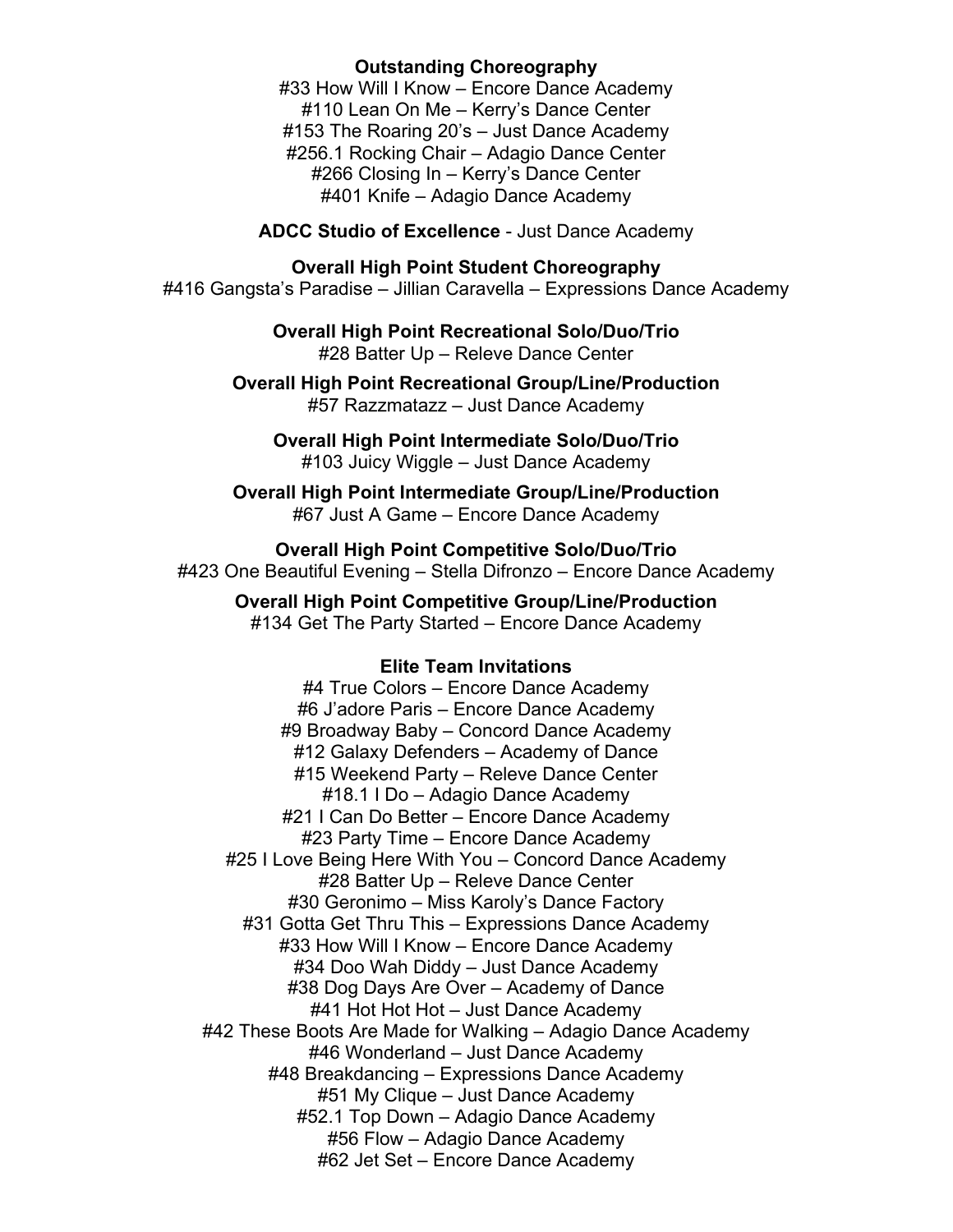**Outstanding Choreography**

#33 How Will I Know – Encore Dance Academy
#110 Lean On Me – Kerry's Dance Center
#153 The Roaring 20's – Just Dance Academy
#256.1 Rocking Chair – Adagio Dance Center
#266 Closing In – Kerry's Dance Center
#401 Knife – Adagio Dance Academy

**ADCC Studio of Excellence** - Just Dance Academy

**Overall High Point Student Choreography**

#416 Gangsta's Paradise – Jillian Caravella – Expressions Dance Academy

**Overall High Point Recreational Solo/Duo/Trio**

#28 Batter Up – Releve Dance Center

**Overall High Point Recreational Group/Line/Production**

#57 Razzmatazz – Just Dance Academy

**Overall High Point Intermediate Solo/Duo/Trio**

#103 Juicy Wiggle – Just Dance Academy

**Overall High Point Intermediate Group/Line/Production**

#67 Just A Game – Encore Dance Academy

**Overall High Point Competitive Solo/Duo/Trio**

#423 One Beautiful Evening – Stella Difronzo – Encore Dance Academy

**Overall High Point Competitive Group/Line/Production**

#134 Get The Party Started – Encore Dance Academy

**Elite Team Invitations**

#4 True Colors – Encore Dance Academy
#6 J'adore Paris – Encore Dance Academy
#9 Broadway Baby – Concord Dance Academy
#12 Galaxy Defenders – Academy of Dance
#15 Weekend Party – Releve Dance Center
#18.1 I Do – Adagio Dance Academy
#21 I Can Do Better – Encore Dance Academy
#23 Party Time – Encore Dance Academy
#25 I Love Being Here With You – Concord Dance Academy
#28 Batter Up – Releve Dance Center
#30 Geronimo – Miss Karoly's Dance Factory
#31 Gotta Get Thru This – Expressions Dance Academy
#33 How Will I Know – Encore Dance Academy
#34 Doo Wah Diddy – Just Dance Academy
#38 Dog Days Are Over – Academy of Dance
#41 Hot Hot Hot – Just Dance Academy
#42 These Boots Are Made for Walking – Adagio Dance Academy
#46 Wonderland – Just Dance Academy
#48 Breakdancing – Expressions Dance Academy
#51 My Clique – Just Dance Academy
#52.1 Top Down – Adagio Dance Academy
#56 Flow – Adagio Dance Academy
#62 Jet Set – Encore Dance Academy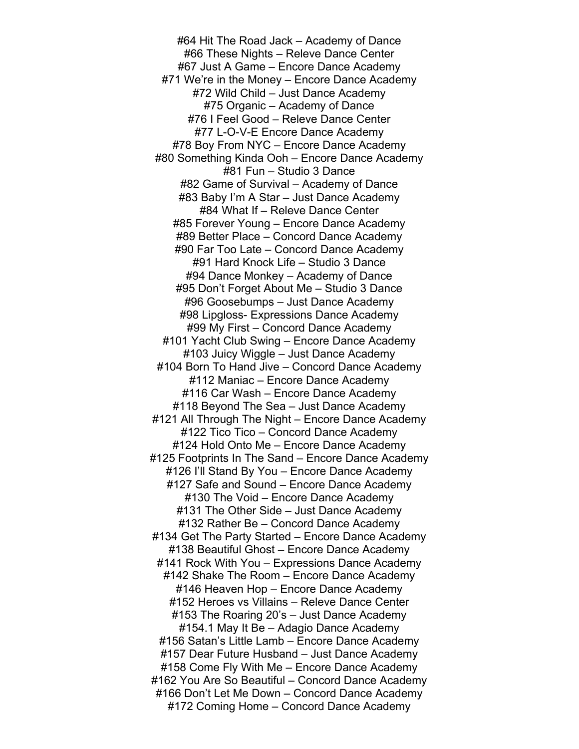#64 Hit The Road Jack – Academy of Dance
#66 These Nights – Releve Dance Center
#67 Just A Game – Encore Dance Academy
#71 We're in the Money – Encore Dance Academy
#72 Wild Child – Just Dance Academy
#75 Organic – Academy of Dance
#76 I Feel Good – Releve Dance Center
#77 L-O-V-E Encore Dance Academy
#78 Boy From NYC – Encore Dance Academy
#80 Something Kinda Ooh – Encore Dance Academy
#81 Fun – Studio 3 Dance
#82 Game of Survival – Academy of Dance
#83 Baby I'm A Star – Just Dance Academy
#84 What If – Releve Dance Center
#85 Forever Young – Encore Dance Academy
#89 Better Place – Concord Dance Academy
#90 Far Too Late – Concord Dance Academy
#91 Hard Knock Life – Studio 3 Dance
#94 Dance Monkey – Academy of Dance
#95 Don't Forget About Me – Studio 3 Dance
#96 Goosebumps – Just Dance Academy
#98 Lipgloss- Expressions Dance Academy
#99 My First – Concord Dance Academy
#101 Yacht Club Swing – Encore Dance Academy
#103 Juicy Wiggle – Just Dance Academy
#104 Born To Hand Jive – Concord Dance Academy
#112 Maniac – Encore Dance Academy
#116 Car Wash – Encore Dance Academy
#118 Beyond The Sea – Just Dance Academy
#121 All Through The Night – Encore Dance Academy
#122 Tico Tico – Concord Dance Academy
#124 Hold Onto Me – Encore Dance Academy
#125 Footprints In The Sand – Encore Dance Academy
#126 I'll Stand By You – Encore Dance Academy
#127 Safe and Sound – Encore Dance Academy
#130 The Void – Encore Dance Academy
#131 The Other Side – Just Dance Academy
#132 Rather Be – Concord Dance Academy
#134 Get The Party Started – Encore Dance Academy
#138 Beautiful Ghost – Encore Dance Academy
#141 Rock With You – Expressions Dance Academy
#142 Shake The Room – Encore Dance Academy
#146 Heaven Hop – Encore Dance Academy
#152 Heroes vs Villains – Releve Dance Center
#153 The Roaring 20's – Just Dance Academy
#154.1 May It Be – Adagio Dance Academy
#156 Satan's Little Lamb – Encore Dance Academy
#157 Dear Future Husband – Just Dance Academy
#158 Come Fly With Me – Encore Dance Academy
#162 You Are So Beautiful – Concord Dance Academy
#166 Don't Let Me Down – Concord Dance Academy
#172 Coming Home – Concord Dance Academy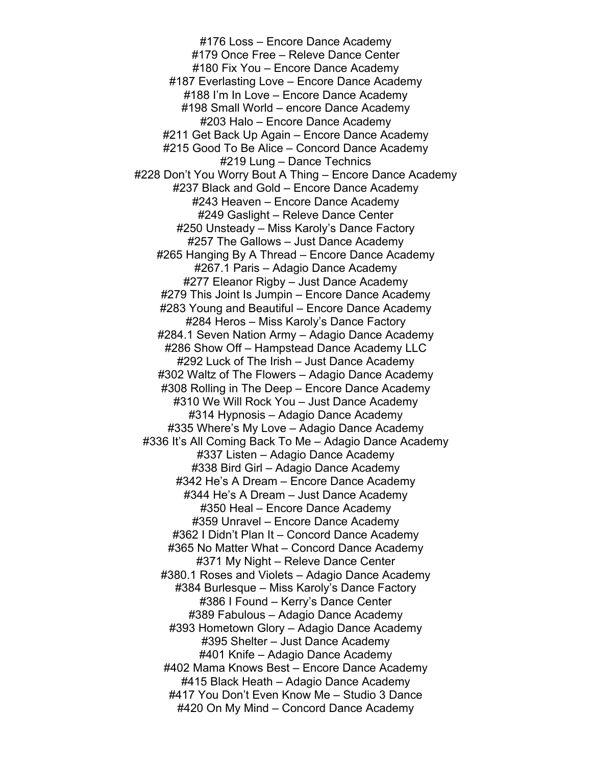#176 Loss – Encore Dance Academy
#179 Once Free – Releve Dance Center
#180 Fix You – Encore Dance Academy
#187 Everlasting Love – Encore Dance Academy
#188 I'm In Love – Encore Dance Academy
#198 Small World – encore Dance Academy
#203 Halo – Encore Dance Academy
#211 Get Back Up Again – Encore Dance Academy
#215 Good To Be Alice – Concord Dance Academy
#219 Lung – Dance Technics
#228 Don't You Worry Bout A Thing – Encore Dance Academy
#237 Black and Gold – Encore Dance Academy
#243 Heaven – Encore Dance Academy
#249 Gaslight – Releve Dance Center
#250 Unsteady – Miss Karoly's Dance Factory
#257 The Gallows – Just Dance Academy
#265 Hanging By A Thread – Encore Dance Academy
#267.1 Paris – Adagio Dance Academy
#277 Eleanor Rigby – Just Dance Academy
#279 This Joint Is Jumpin – Encore Dance Academy
#283 Young and Beautiful – Encore Dance Academy
#284 Heros – Miss Karoly's Dance Factory
#284.1 Seven Nation Army – Adagio Dance Academy
#286 Show Off – Hampstead Dance Academy LLC
#292 Luck of The Irish – Just Dance Academy
#302 Waltz of The Flowers – Adagio Dance Academy
#308 Rolling in The Deep – Encore Dance Academy
#310 We Will Rock You – Just Dance Academy
#314 Hypnosis – Adagio Dance Academy
#335 Where's My Love – Adagio Dance Academy
#336 It's All Coming Back To Me – Adagio Dance Academy
#337 Listen – Adagio Dance Academy
#338 Bird Girl – Adagio Dance Academy
#342 He's A Dream – Encore Dance Academy
#344 He's A Dream – Just Dance Academy
#350 Heal – Encore Dance Academy
#359 Unravel – Encore Dance Academy
#362 I Didn't Plan It – Concord Dance Academy
#365 No Matter What – Concord Dance Academy
#371 My Night – Releve Dance Center
#380.1 Roses and Violets – Adagio Dance Academy
#384 Burlesque – Miss Karoly's Dance Factory
#386 I Found – Kerry's Dance Center
#389 Fabulous – Adagio Dance Academy
#393 Hometown Glory – Adagio Dance Academy
#395 Shelter – Just Dance Academy
#401 Knife – Adagio Dance Academy
#402 Mama Knows Best – Encore Dance Academy
#415 Black Heath – Adagio Dance Academy
#417 You Don't Even Know Me – Studio 3 Dance
#420 On My Mind – Concord Dance Academy